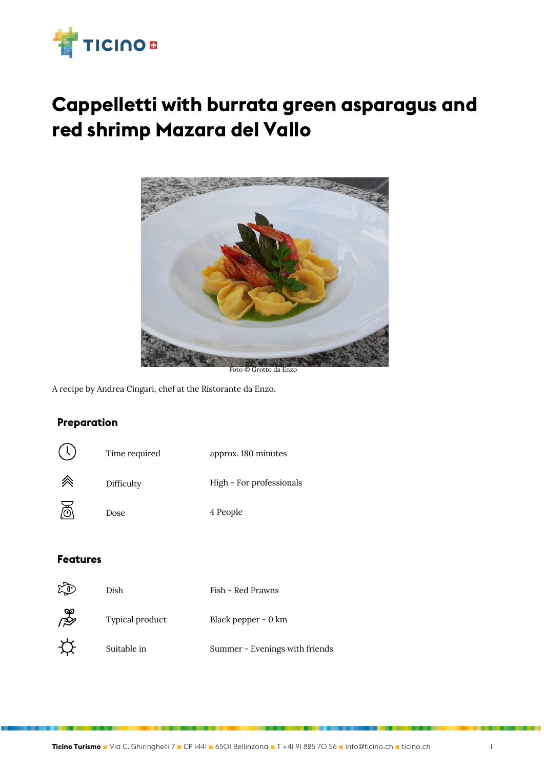# Cappelletti with burrata green asparagus and red shrimp Mazara del Vallo

Foto © Grotto da Enzo

A recipe by Andrea Cingari, chef at the Ristorante da Enzo.

## Preparation

| | |
|---|---|
| Time required | approx. 180 minutes |
| Difficulty | High - For professionals |
| Dose | 4 People |

## Features

| | |
|---|---|
| Dish | Fish - Red Prawns |
| Typical product | Black pepper - 0 km |
| Suitable in | Summer - Evenings with friends |

**Ticino Turismo** ■ Via C. Ghiringhelli 7 ■ CP 1441 ■ 6501 Bellinzona ■ T +41 91 825 70 56 ■ info@ticino.ch ■ ticino.ch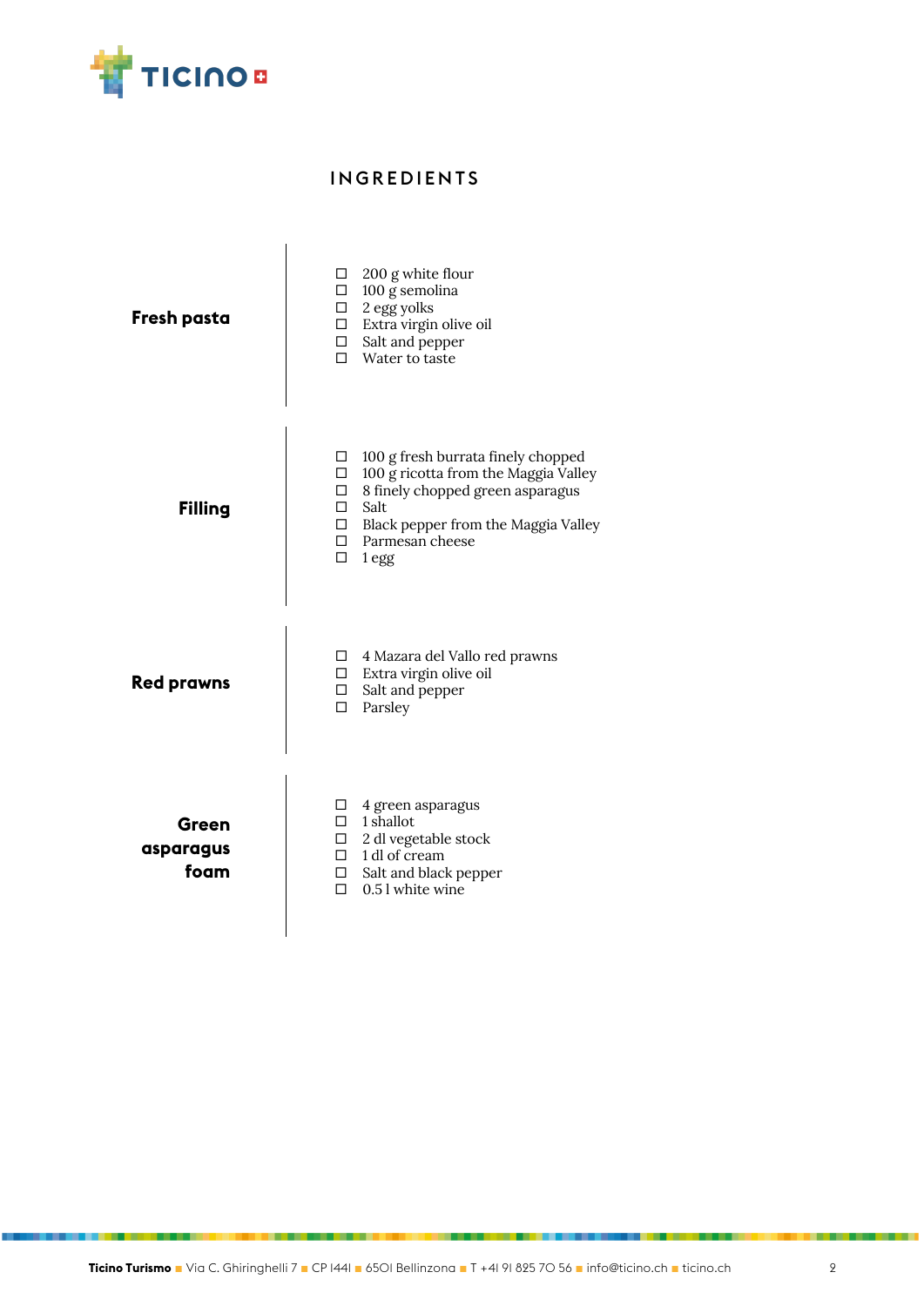# INGREDIENTS

## Fresh pasta

- [ ] 200 g white flour
- [ ] 100 g semolina
- [ ] 2 egg yolks
- [ ] Extra virgin olive oil
- [ ] Salt and pepper
- [ ] Water to taste

## Filling

- [ ] 100 g fresh burrata finely chopped
- [ ] 100 g ricotta from the Maggia Valley
- [ ] 8 finely chopped green asparagus
- [ ] Salt
- [ ] Black pepper from the Maggia Valley
- [ ] Parmesan cheese
- [ ] 1 egg

## Red prawns

- [ ] 4 Mazara del Vallo red prawns
- [ ] Extra virgin olive oil
- [ ] Salt and pepper
- [ ] Parsley

## Green asparagus foam

- [ ] 4 green asparagus
- [ ] 1 shallot
- [ ] 2 dl vegetable stock
- [ ] 1 dl of cream
- [ ] Salt and black pepper
- [ ] 0.5 l white wine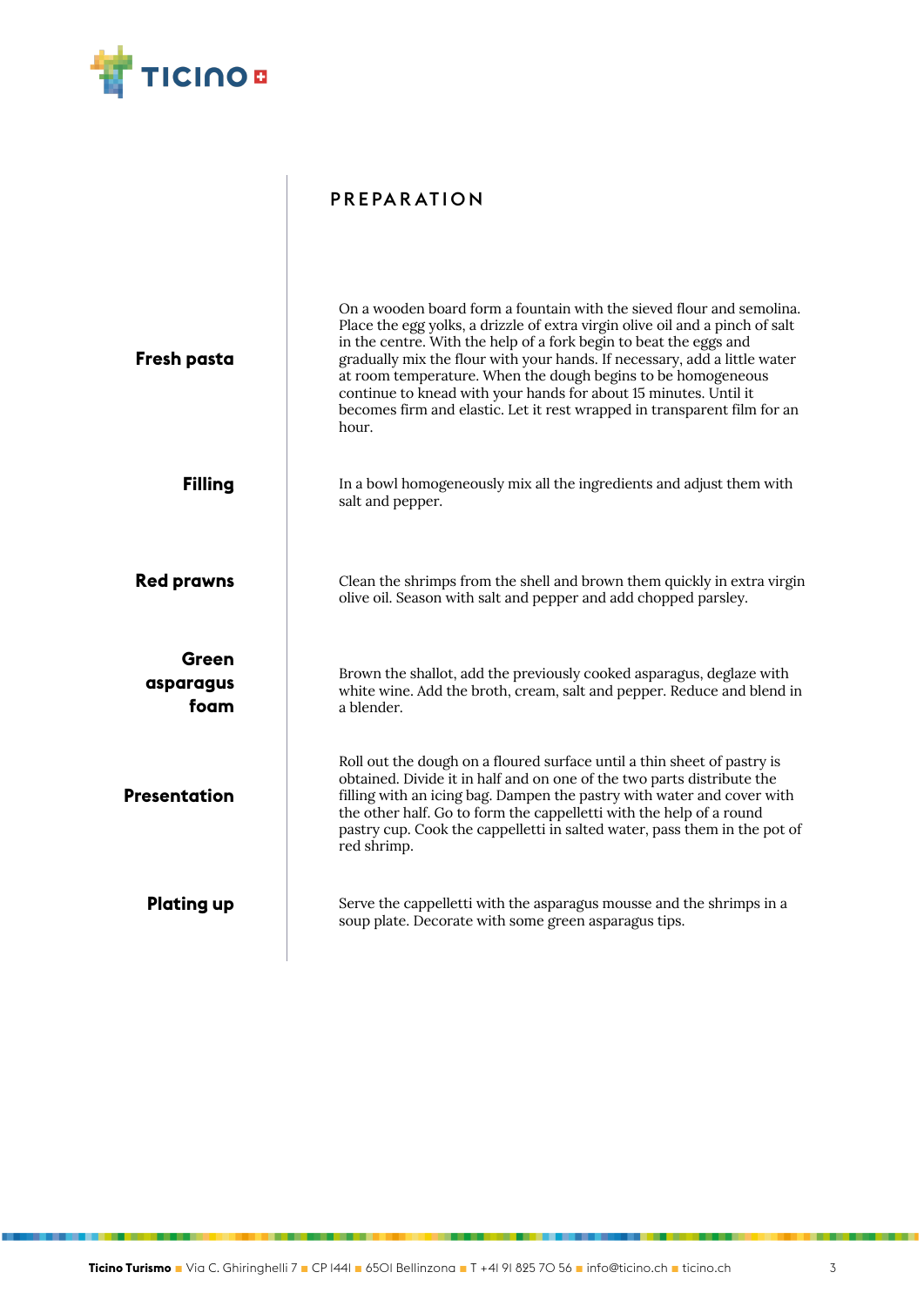## PREPARATION

**Fresh pasta**

On a wooden board form a fountain with the sieved flour and semolina. Place the egg yolks, a drizzle of extra virgin olive oil and a pinch of salt in the centre. With the help of a fork begin to beat the eggs and gradually mix the flour with your hands. If necessary, add a little water at room temperature. When the dough begins to be homogeneous continue to knead with your hands for about 15 minutes. Until it becomes firm and elastic. Let it rest wrapped in transparent film for an hour.

**Filling**

In a bowl homogeneously mix all the ingredients and adjust them with salt and pepper.

**Red prawns**

Clean the shrimps from the shell and brown them quickly in extra virgin olive oil. Season with salt and pepper and add chopped parsley.

**Green asparagus foam**

Brown the shallot, add the previously cooked asparagus, deglaze with white wine. Add the broth, cream, salt and pepper. Reduce and blend in a blender.

**Presentation**

Roll out the dough on a floured surface until a thin sheet of pastry is obtained. Divide it in half and on one of the two parts distribute the filling with an icing bag. Dampen the pastry with water and cover with the other half. Go to form the cappelletti with the help of a round pastry cup. Cook the cappelletti in salted water, pass them in the pot of red shrimp.

**Plating up**

Serve the cappelletti with the asparagus mousse and the shrimps in a soup plate. Decorate with some green asparagus tips.